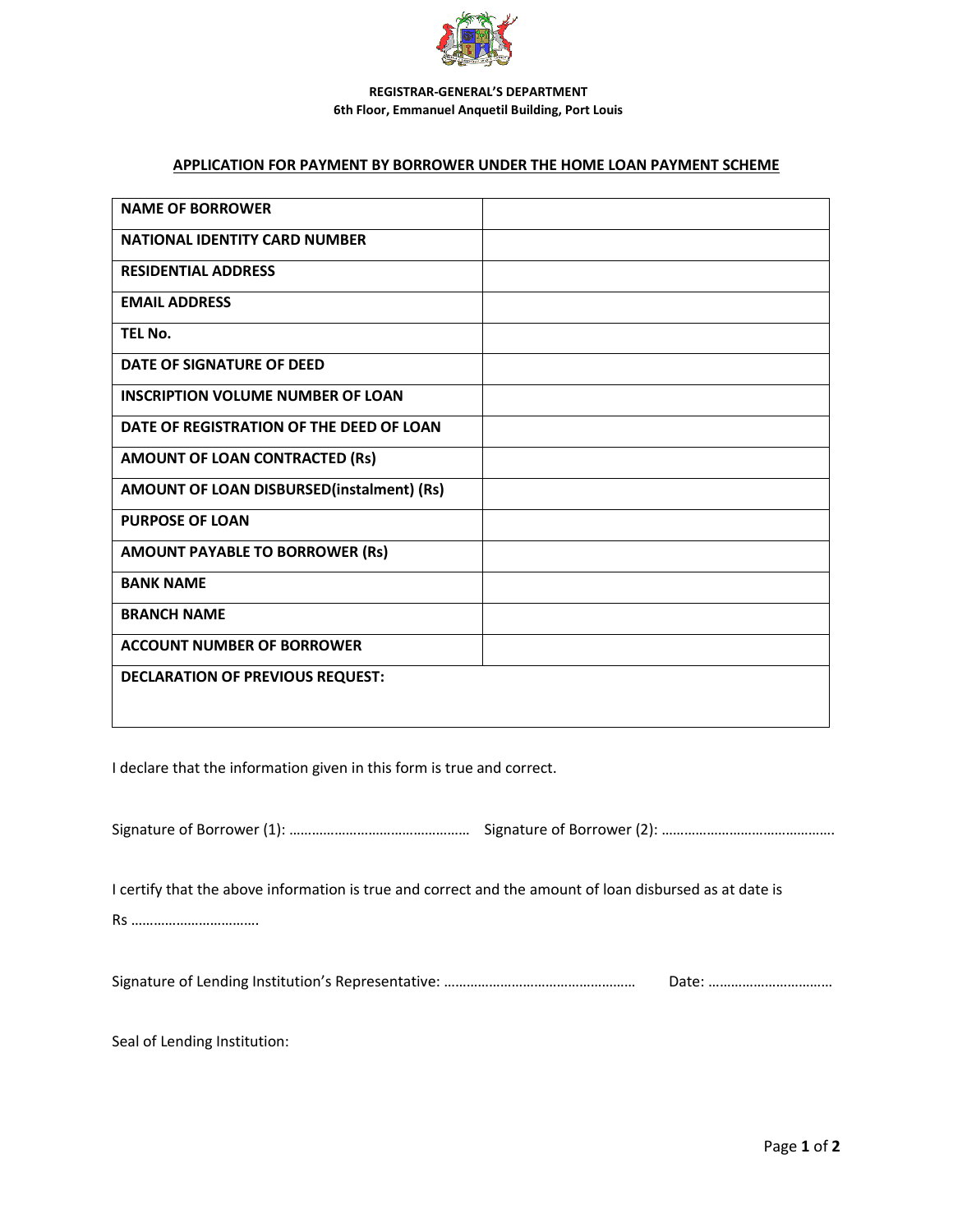**REGISTRAR-GENERAL'S DEPARTMENT**
**6th Floor, Emmanuel Anquetil Building, Port Louis**

## APPLICATION FOR PAYMENT BY BORROWER UNDER THE HOME LOAN PAYMENT SCHEME

| | |
|---|---|
| **NAME OF BORROWER** | |
| **NATIONAL IDENTITY CARD NUMBER** | |
| **RESIDENTIAL ADDRESS** | |
| **EMAIL ADDRESS** | |
| **TEL No.** | |
| **DATE OF SIGNATURE OF DEED** | |
| **INSCRIPTION VOLUME NUMBER OF LOAN** | |
| **DATE OF REGISTRATION OF THE DEED OF LOAN** | |
| **AMOUNT OF LOAN CONTRACTED (Rs)** | |
| **AMOUNT OF LOAN DISBURSED(instalment) (Rs)** | |
| **PURPOSE OF LOAN** | |
| **AMOUNT PAYABLE TO BORROWER (Rs)** | |
| **BANK NAME** | |
| **BRANCH NAME** | |
| **ACCOUNT NUMBER OF BORROWER** | |
| **DECLARATION OF PREVIOUS REQUEST:** | |

I declare that the information given in this form is true and correct.

Signature of Borrower (1): ………………………………………… Signature of Borrower (2): ……………………………………….

I certify that the above information is true and correct and the amount of loan disbursed as at date is Rs …………………………….

Signature of Lending Institution's Representative: …………………………………………… Date: ……………………………

Seal of Lending Institution: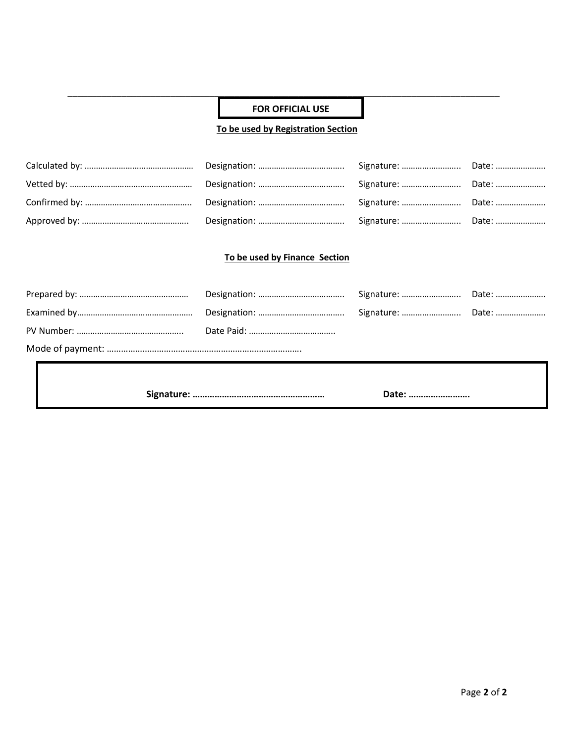---

**FOR OFFICIAL USE**

**To be used by Registration Section**

Calculated by: ………………………………………… Designation: ……………………………….. Signature: …………………….. Date: ………………….

Vetted by: ……………………………………………… Designation: ……………………………….. Signature: …………………….. Date: ………………….

Confirmed by: ……………………………………….. Designation: ……………………………….. Signature: …………………….. Date: ………………….

Approved by: ……………………………………….. Designation: ……………………………….. Signature: …………………….. Date: ………………….

**To be used by Finance Section**

Prepared by: ………………………………………… Designation: ……………………………….. Signature: …………………….. Date: ………………….

Examined by…………………………………………… Designation: ……………………………….. Signature: …………………….. Date: ………………….

PV Number: ……………………………………….. Date Paid: ………………………………..

Mode of payment: ……………………………………………………………………….

**Signature: ………………………………………………** **Date: …………………….**